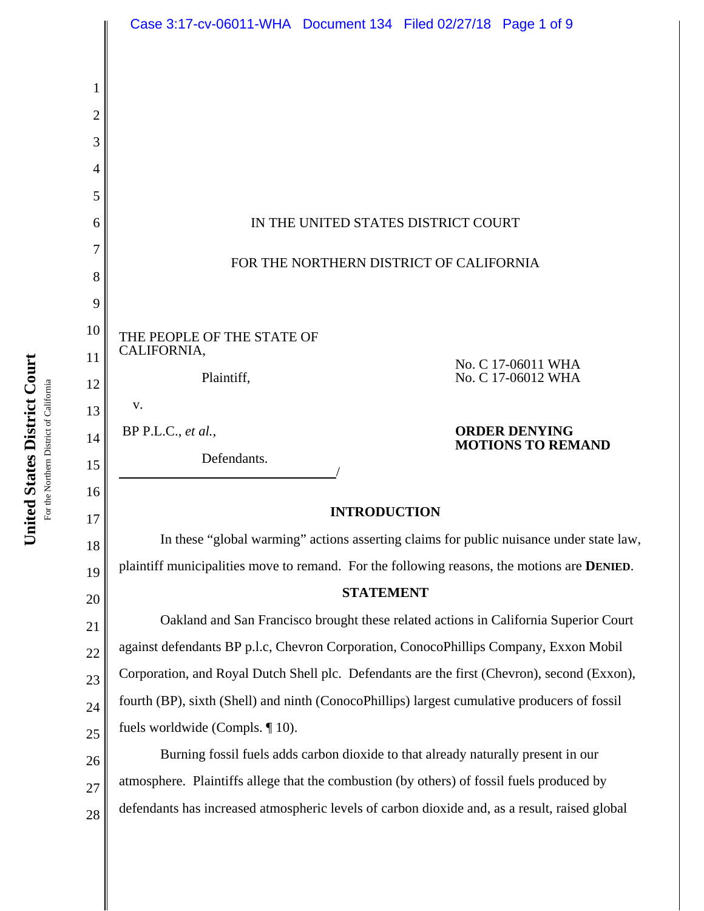IN THE UNITED STATES DISTRICT COURT

FOR THE NORTHERN DISTRICT OF CALIFORNIA

THE PEOPLE OF THE STATE OF CALIFORNIA,

Plaintiff,

v.

BP P.L.C., *et al.*,

Defendants.

No. C 17-06011 WHA
No. C 17-06012 WHA

**ORDER DENYING MOTIONS TO REMAND**

## INTRODUCTION

In these "global warming" actions asserting claims for public nuisance under state law, plaintiff municipalities move to remand. For the following reasons, the motions are **DENIED**.

## STATEMENT

Oakland and San Francisco brought these related actions in California Superior Court against defendants BP p.l.c, Chevron Corporation, ConocoPhillips Company, Exxon Mobil Corporation, and Royal Dutch Shell plc. Defendants are the first (Chevron), second (Exxon), fourth (BP), sixth (Shell) and ninth (ConocoPhillips) largest cumulative producers of fossil fuels worldwide (Compls. ¶ 10).

Burning fossil fuels adds carbon dioxide to that already naturally present in our atmosphere. Plaintiffs allege that the combustion (by others) of fossil fuels produced by defendants has increased atmospheric levels of carbon dioxide and, as a result, raised global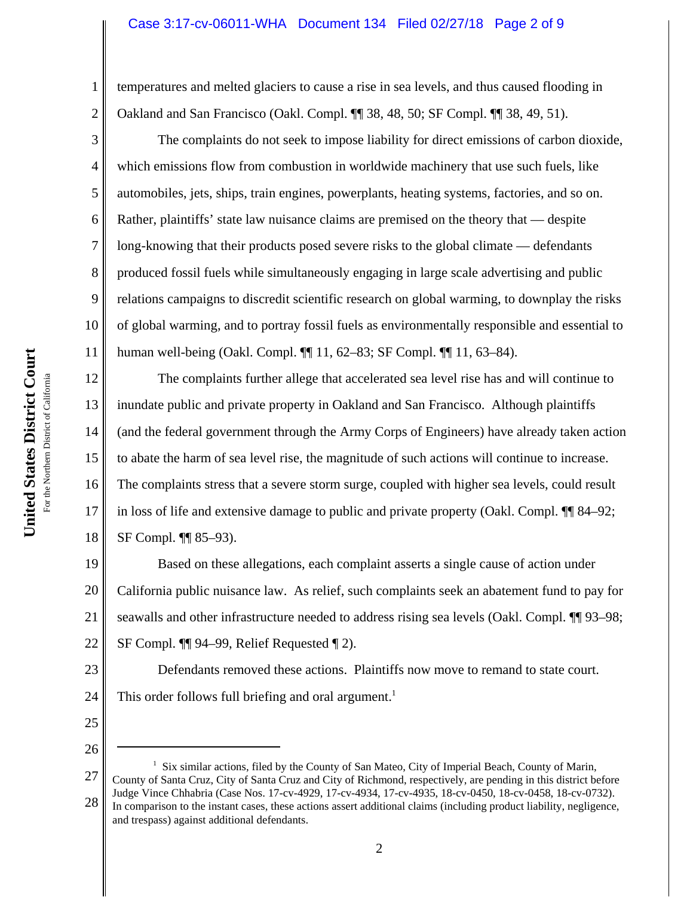temperatures and melted glaciers to cause a rise in sea levels, and thus caused flooding in Oakland and San Francisco (Oakl. Compl. ¶¶ 38, 48, 50; SF Compl. ¶¶ 38, 49, 51).

The complaints do not seek to impose liability for direct emissions of carbon dioxide, which emissions flow from combustion in worldwide machinery that use such fuels, like automobiles, jets, ships, train engines, powerplants, heating systems, factories, and so on. Rather, plaintiffs' state law nuisance claims are premised on the theory that — despite long-knowing that their products posed severe risks to the global climate — defendants produced fossil fuels while simultaneously engaging in large scale advertising and public relations campaigns to discredit scientific research on global warming, to downplay the risks of global warming, and to portray fossil fuels as environmentally responsible and essential to human well-being (Oakl. Compl. ¶¶ 11, 62–83; SF Compl. ¶¶ 11, 63–84).

The complaints further allege that accelerated sea level rise has and will continue to inundate public and private property in Oakland and San Francisco. Although plaintiffs (and the federal government through the Army Corps of Engineers) have already taken action to abate the harm of sea level rise, the magnitude of such actions will continue to increase. The complaints stress that a severe storm surge, coupled with higher sea levels, could result in loss of life and extensive damage to public and private property (Oakl. Compl. ¶¶ 84–92; SF Compl. ¶¶ 85–93).

Based on these allegations, each complaint asserts a single cause of action under California public nuisance law. As relief, such complaints seek an abatement fund to pay for seawalls and other infrastructure needed to address rising sea levels (Oakl. Compl. ¶¶ 93–98; SF Compl. ¶¶ 94–99, Relief Requested ¶ 2).

Defendants removed these actions. Plaintiffs now move to remand to state court. This order follows full briefing and oral argument.[1]

---

[1] Six similar actions, filed by the County of San Mateo, City of Imperial Beach, County of Marin, County of Santa Cruz, City of Santa Cruz and City of Richmond, respectively, are pending in this district before Judge Vince Chhabria (Case Nos. 17-cv-4929, 17-cv-4934, 17-cv-4935, 18-cv-0450, 18-cv-0458, 18-cv-0732). In comparison to the instant cases, these actions assert additional claims (including product liability, negligence, and trespass) against additional defendants.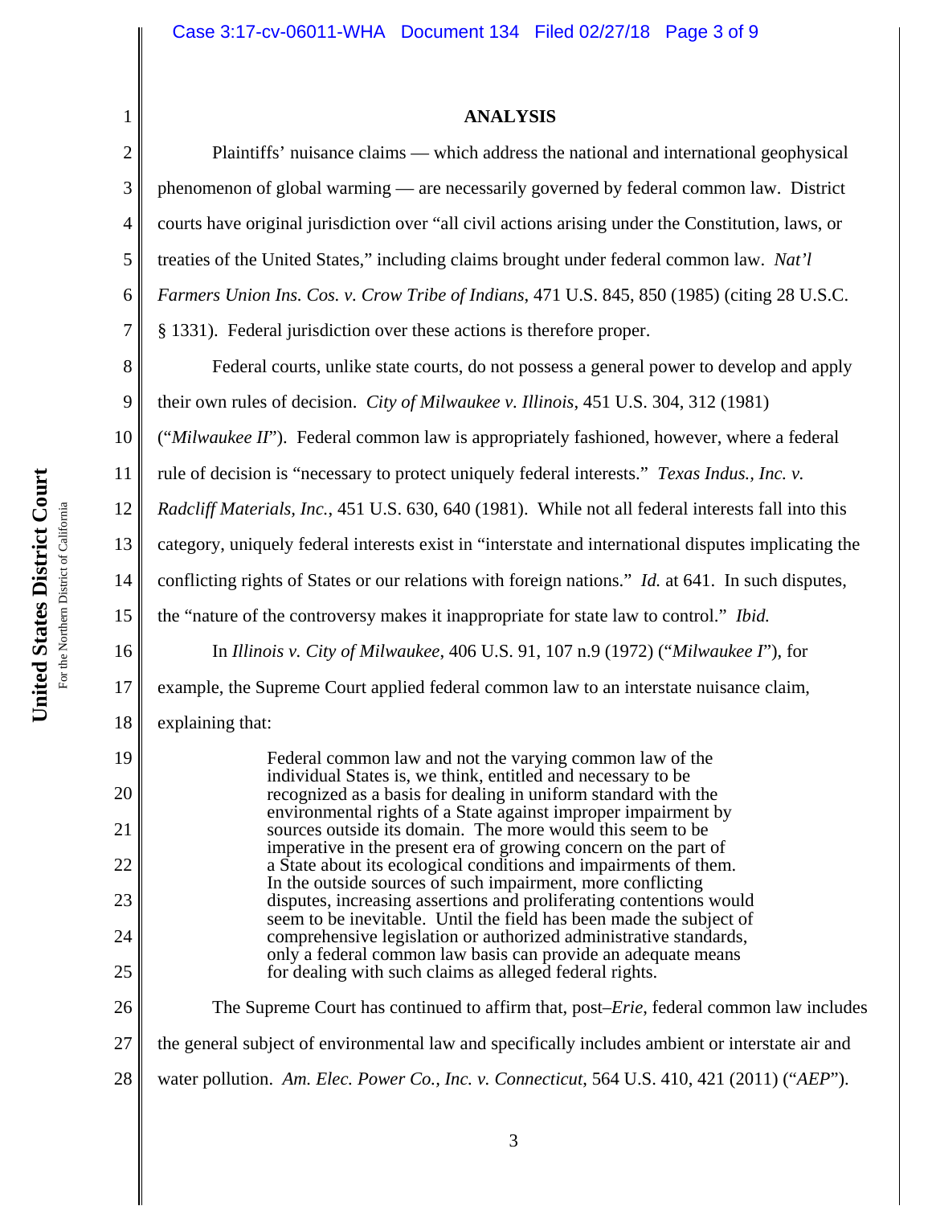**ANALYSIS**

Plaintiffs' nuisance claims — which address the national and international geophysical phenomenon of global warming — are necessarily governed by federal common law. District courts have original jurisdiction over "all civil actions arising under the Constitution, laws, or treaties of the United States," including claims brought under federal common law. *Nat'l Farmers Union Ins. Cos. v. Crow Tribe of Indians*, 471 U.S. 845, 850 (1985) (citing 28 U.S.C. § 1331). Federal jurisdiction over these actions is therefore proper.

Federal courts, unlike state courts, do not possess a general power to develop and apply their own rules of decision. *City of Milwaukee v. Illinois*, 451 U.S. 304, 312 (1981) ("*Milwaukee II*"). Federal common law is appropriately fashioned, however, where a federal rule of decision is "necessary to protect uniquely federal interests." *Texas Indus., Inc. v. Radcliff Materials, Inc.*, 451 U.S. 630, 640 (1981). While not all federal interests fall into this category, uniquely federal interests exist in "interstate and international disputes implicating the conflicting rights of States or our relations with foreign nations." *Id.* at 641. In such disputes, the "nature of the controversy makes it inappropriate for state law to control." *Ibid.*

In *Illinois v. City of Milwaukee*, 406 U.S. 91, 107 n.9 (1972) ("*Milwaukee I*"), for example, the Supreme Court applied federal common law to an interstate nuisance claim, explaining that:

> Federal common law and not the varying common law of the individual States is, we think, entitled and necessary to be recognized as a basis for dealing in uniform standard with the environmental rights of a State against improper impairment by sources outside its domain. The more would this seem to be imperative in the present era of growing concern on the part of a State about its ecological conditions and impairments of them. In the outside sources of such impairment, more conflicting disputes, increasing assertions and proliferating contentions would seem to be inevitable. Until the field has been made the subject of comprehensive legislation or authorized administrative standards, only a federal common law basis can provide an adequate means for dealing with such claims as alleged federal rights.

The Supreme Court has continued to affirm that, post–*Erie*, federal common law includes the general subject of environmental law and specifically includes ambient or interstate air and water pollution. *Am. Elec. Power Co., Inc. v. Connecticut*, 564 U.S. 410, 421 (2011) ("*AEP*").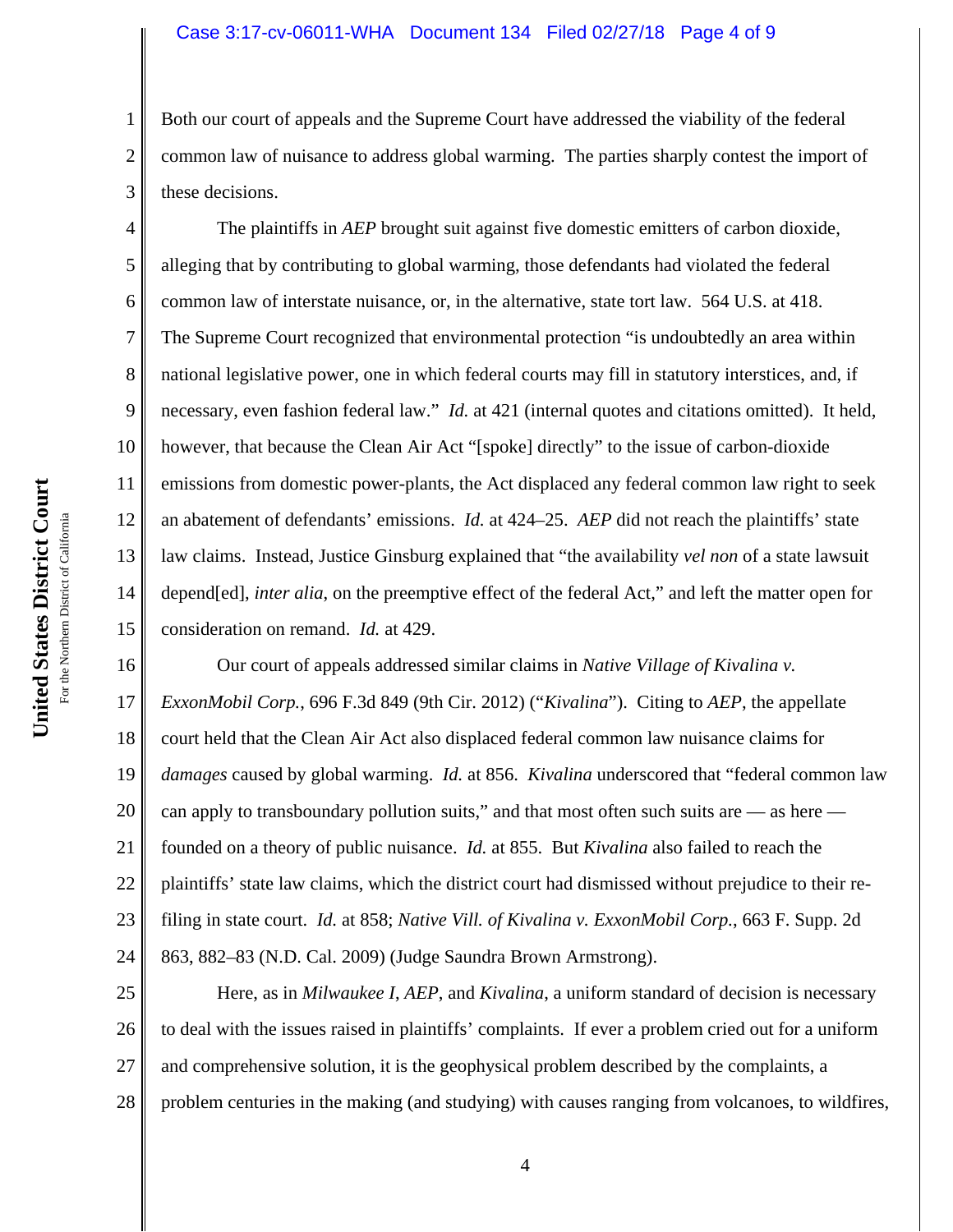Both our court of appeals and the Supreme Court have addressed the viability of the federal common law of nuisance to address global warming. The parties sharply contest the import of these decisions.

The plaintiffs in *AEP* brought suit against five domestic emitters of carbon dioxide, alleging that by contributing to global warming, those defendants had violated the federal common law of interstate nuisance, or, in the alternative, state tort law. 564 U.S. at 418. The Supreme Court recognized that environmental protection "is undoubtedly an area within national legislative power, one in which federal courts may fill in statutory interstices, and, if necessary, even fashion federal law." *Id.* at 421 (internal quotes and citations omitted). It held, however, that because the Clean Air Act "[spoke] directly" to the issue of carbon-dioxide emissions from domestic power-plants, the Act displaced any federal common law right to seek an abatement of defendants' emissions. *Id.* at 424–25. *AEP* did not reach the plaintiffs' state law claims. Instead, Justice Ginsburg explained that "the availability *vel non* of a state lawsuit depend[ed], *inter alia*, on the preemptive effect of the federal Act," and left the matter open for consideration on remand. *Id.* at 429.

Our court of appeals addressed similar claims in *Native Village of Kivalina v. ExxonMobil Corp.*, 696 F.3d 849 (9th Cir. 2012) ("*Kivalina*"). Citing to *AEP*, the appellate court held that the Clean Air Act also displaced federal common law nuisance claims for *damages* caused by global warming. *Id.* at 856. *Kivalina* underscored that "federal common law can apply to transboundary pollution suits," and that most often such suits are — as here — founded on a theory of public nuisance. *Id.* at 855. But *Kivalina* also failed to reach the plaintiffs' state law claims, which the district court had dismissed without prejudice to their re-filing in state court. *Id.* at 858; *Native Vill. of Kivalina v. ExxonMobil Corp.*, 663 F. Supp. 2d 863, 882–83 (N.D. Cal. 2009) (Judge Saundra Brown Armstrong).

Here, as in *Milwaukee I*, *AEP*, and *Kivalina*, a uniform standard of decision is necessary to deal with the issues raised in plaintiffs' complaints. If ever a problem cried out for a uniform and comprehensive solution, it is the geophysical problem described by the complaints, a problem centuries in the making (and studying) with causes ranging from volcanoes, to wildfires,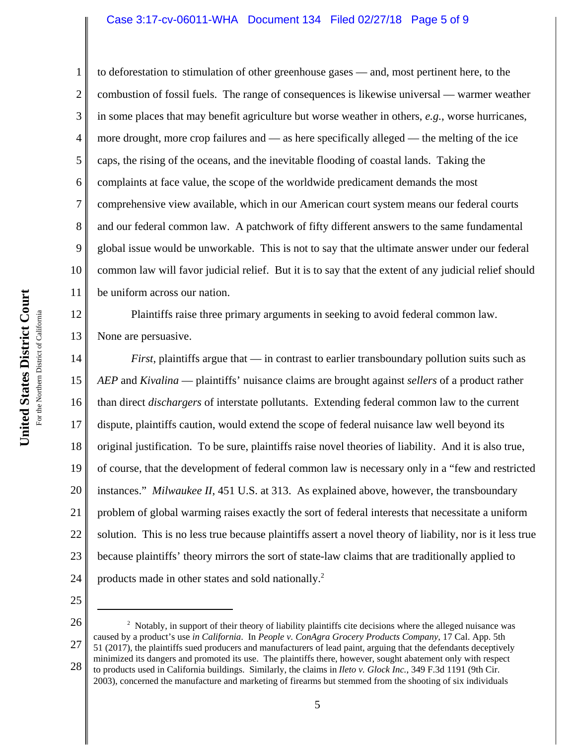to deforestation to stimulation of other greenhouse gases — and, most pertinent here, to the combustion of fossil fuels. The range of consequences is likewise universal — warmer weather in some places that may benefit agriculture but worse weather in others, *e.g.*, worse hurricanes, more drought, more crop failures and — as here specifically alleged — the melting of the ice caps, the rising of the oceans, and the inevitable flooding of coastal lands. Taking the complaints at face value, the scope of the worldwide predicament demands the most comprehensive view available, which in our American court system means our federal courts and our federal common law. A patchwork of fifty different answers to the same fundamental global issue would be unworkable. This is not to say that the ultimate answer under our federal common law will favor judicial relief. But it is to say that the extent of any judicial relief should be uniform across our nation.

Plaintiffs raise three primary arguments in seeking to avoid federal common law. None are persuasive.

*First*, plaintiffs argue that — in contrast to earlier transboundary pollution suits such as *AEP* and *Kivalina* — plaintiffs' nuisance claims are brought against *sellers* of a product rather than direct *dischargers* of interstate pollutants. Extending federal common law to the current dispute, plaintiffs caution, would extend the scope of federal nuisance law well beyond its original justification. To be sure, plaintiffs raise novel theories of liability. And it is also true, of course, that the development of federal common law is necessary only in a "few and restricted instances." *Milwaukee II*, 451 U.S. at 313. As explained above, however, the transboundary problem of global warming raises exactly the sort of federal interests that necessitate a uniform solution. This is no less true because plaintiffs assert a novel theory of liability, nor is it less true because plaintiffs' theory mirrors the sort of state-law claims that are traditionally applied to products made in other states and sold nationally.[2]

---

[2] Notably, in support of their theory of liability plaintiffs cite decisions where the alleged nuisance was caused by a product's use *in California*. In *People v. ConAgra Grocery Products Company*, 17 Cal. App. 5th 51 (2017), the plaintiffs sued producers and manufacturers of lead paint, arguing that the defendants deceptively minimized its dangers and promoted its use. The plaintiffs there, however, sought abatement only with respect to products used in California buildings. Similarly, the claims in *Ileto v. Glock Inc.*, 349 F.3d 1191 (9th Cir. 2003), concerned the manufacture and marketing of firearms but stemmed from the shooting of six individuals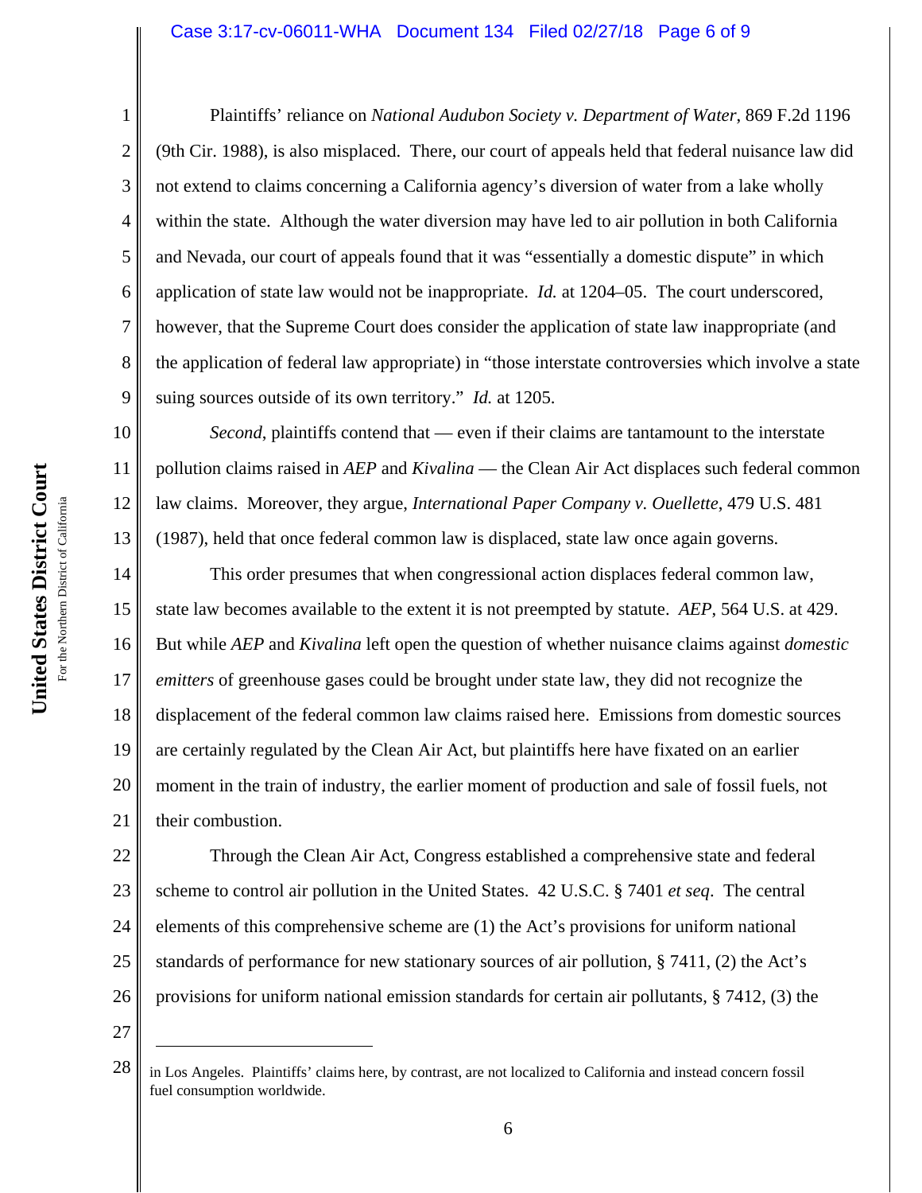Plaintiffs' reliance on *National Audubon Society v. Department of Water*, 869 F.2d 1196 (9th Cir. 1988), is also misplaced. There, our court of appeals held that federal nuisance law did not extend to claims concerning a California agency's diversion of water from a lake wholly within the state. Although the water diversion may have led to air pollution in both California and Nevada, our court of appeals found that it was "essentially a domestic dispute" in which application of state law would not be inappropriate. *Id.* at 1204–05. The court underscored, however, that the Supreme Court does consider the application of state law inappropriate (and the application of federal law appropriate) in "those interstate controversies which involve a state suing sources outside of its own territory." *Id.* at 1205.

*Second*, plaintiffs contend that — even if their claims are tantamount to the interstate pollution claims raised in *AEP* and *Kivalina* — the Clean Air Act displaces such federal common law claims. Moreover, they argue, *International Paper Company v. Ouellette*, 479 U.S. 481 (1987), held that once federal common law is displaced, state law once again governs.

This order presumes that when congressional action displaces federal common law, state law becomes available to the extent it is not preempted by statute. *AEP*, 564 U.S. at 429. But while *AEP* and *Kivalina* left open the question of whether nuisance claims against *domestic emitters* of greenhouse gases could be brought under state law, they did not recognize the displacement of the federal common law claims raised here. Emissions from domestic sources are certainly regulated by the Clean Air Act, but plaintiffs here have fixated on an earlier moment in the train of industry, the earlier moment of production and sale of fossil fuels, not their combustion.

Through the Clean Air Act, Congress established a comprehensive state and federal scheme to control air pollution in the United States. 42 U.S.C. § 7401 *et seq*. The central elements of this comprehensive scheme are (1) the Act's provisions for uniform national standards of performance for new stationary sources of air pollution, § 7411, (2) the Act's provisions for uniform national emission standards for certain air pollutants, § 7412, (3) the

---

in Los Angeles. Plaintiffs' claims here, by contrast, are not localized to California and instead concern fossil fuel consumption worldwide.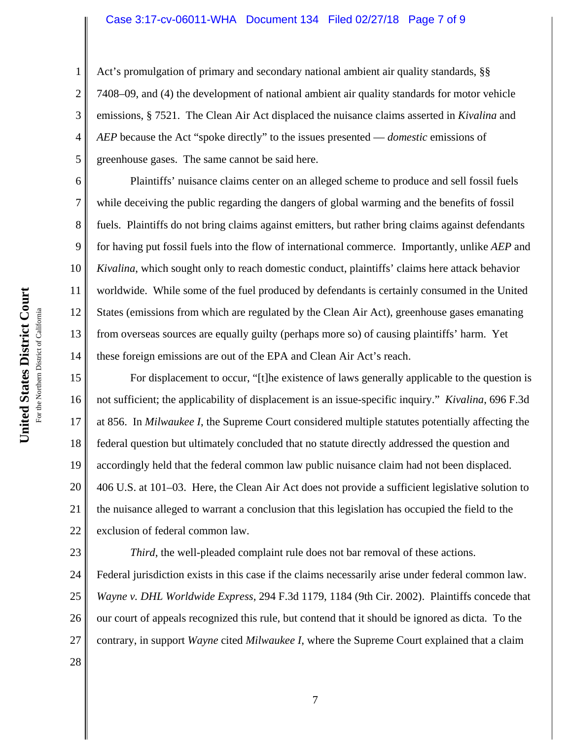Act's promulgation of primary and secondary national ambient air quality standards, §§ 7408–09, and (4) the development of national ambient air quality standards for motor vehicle emissions, § 7521. The Clean Air Act displaced the nuisance claims asserted in *Kivalina* and *AEP* because the Act "spoke directly" to the issues presented — *domestic* emissions of greenhouse gases. The same cannot be said here.

Plaintiffs' nuisance claims center on an alleged scheme to produce and sell fossil fuels while deceiving the public regarding the dangers of global warming and the benefits of fossil fuels. Plaintiffs do not bring claims against emitters, but rather bring claims against defendants for having put fossil fuels into the flow of international commerce. Importantly, unlike *AEP* and *Kivalina*, which sought only to reach domestic conduct, plaintiffs' claims here attack behavior worldwide. While some of the fuel produced by defendants is certainly consumed in the United States (emissions from which are regulated by the Clean Air Act), greenhouse gases emanating from overseas sources are equally guilty (perhaps more so) of causing plaintiffs' harm. Yet these foreign emissions are out of the EPA and Clean Air Act's reach.

For displacement to occur, "[t]he existence of laws generally applicable to the question is not sufficient; the applicability of displacement is an issue-specific inquiry." *Kivalina*, 696 F.3d at 856. In *Milwaukee I*, the Supreme Court considered multiple statutes potentially affecting the federal question but ultimately concluded that no statute directly addressed the question and accordingly held that the federal common law public nuisance claim had not been displaced. 406 U.S. at 101–03. Here, the Clean Air Act does not provide a sufficient legislative solution to the nuisance alleged to warrant a conclusion that this legislation has occupied the field to the exclusion of federal common law.

*Third*, the well-pleaded complaint rule does not bar removal of these actions. Federal jurisdiction exists in this case if the claims necessarily arise under federal common law. *Wayne v. DHL Worldwide Express*, 294 F.3d 1179, 1184 (9th Cir. 2002). Plaintiffs concede that our court of appeals recognized this rule, but contend that it should be ignored as dicta. To the contrary, in support *Wayne* cited *Milwaukee I*, where the Supreme Court explained that a claim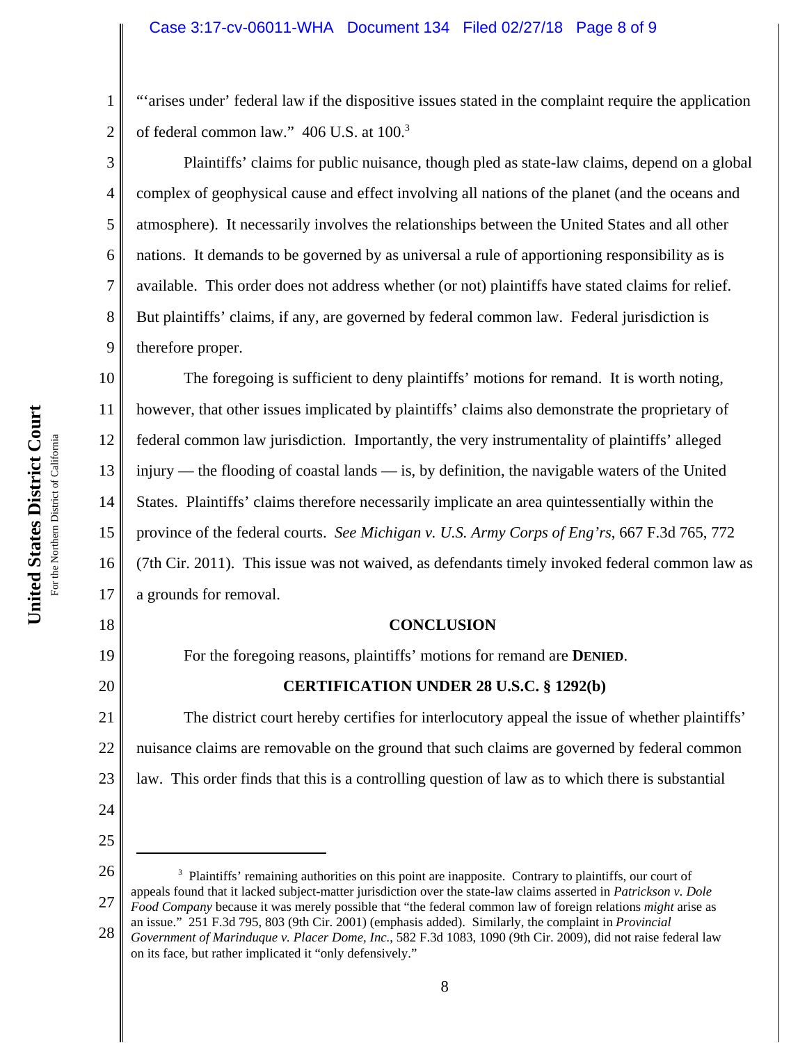"'arises under' federal law if the dispositive issues stated in the complaint require the application of federal common law." 406 U.S. at 100.[3]

Plaintiffs' claims for public nuisance, though pled as state-law claims, depend on a global complex of geophysical cause and effect involving all nations of the planet (and the oceans and atmosphere). It necessarily involves the relationships between the United States and all other nations. It demands to be governed by as universal a rule of apportioning responsibility as is available. This order does not address whether (or not) plaintiffs have stated claims for relief. But plaintiffs' claims, if any, are governed by federal common law. Federal jurisdiction is therefore proper.

The foregoing is sufficient to deny plaintiffs' motions for remand. It is worth noting, however, that other issues implicated by plaintiffs' claims also demonstrate the proprietary of federal common law jurisdiction. Importantly, the very instrumentality of plaintiffs' alleged injury — the flooding of coastal lands — is, by definition, the navigable waters of the United States. Plaintiffs' claims therefore necessarily implicate an area quintessentially within the province of the federal courts. *See Michigan v. U.S. Army Corps of Eng'rs*, 667 F.3d 765, 772 (7th Cir. 2011). This issue was not waived, as defendants timely invoked federal common law as a grounds for removal.

**CONCLUSION**

For the foregoing reasons, plaintiffs' motions for remand are **DENIED**.

**CERTIFICATION UNDER 28 U.S.C. § 1292(b)**

The district court hereby certifies for interlocutory appeal the issue of whether plaintiffs' nuisance claims are removable on the ground that such claims are governed by federal common law. This order finds that this is a controlling question of law as to which there is substantial

---

[3] Plaintiffs' remaining authorities on this point are inapposite. Contrary to plaintiffs, our court of appeals found that it lacked subject-matter jurisdiction over the state-law claims asserted in *Patrickson v. Dole Food Company* because it was merely possible that "the federal common law of foreign relations *might* arise as an issue." 251 F.3d 795, 803 (9th Cir. 2001) (emphasis added). Similarly, the complaint in *Provincial Government of Marinduque v. Placer Dome, Inc.*, 582 F.3d 1083, 1090 (9th Cir. 2009), did not raise federal law on its face, but rather implicated it "only defensively."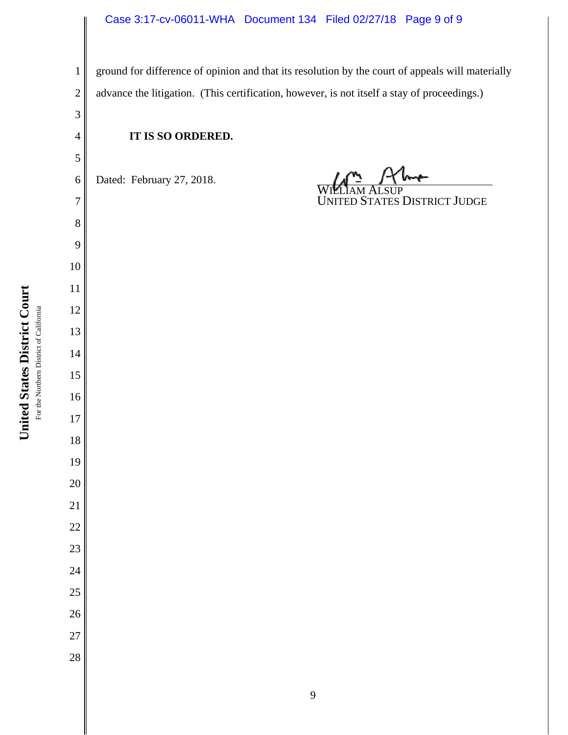ground for difference of opinion and that its resolution by the court of appeals will materially advance the litigation. (This certification, however, is not itself a stay of proceedings.)

**IT IS SO ORDERED.**

Dated: February 27, 2018.

WILLIAM ALSUP
UNITED STATES DISTRICT JUDGE